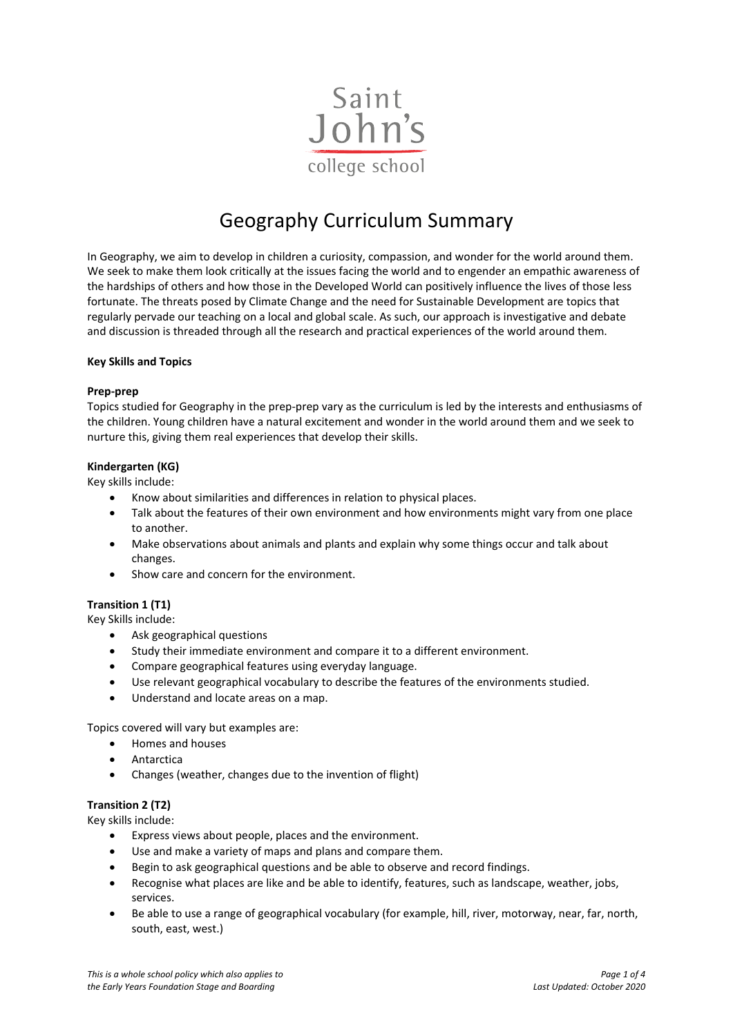Saint John's college school

# Geography Curriculum Summary

In Geography, we aim to develop in children a curiosity, compassion, and wonder for the world around them. We seek to make them look critically at the issues facing the world and to engender an empathic awareness of the hardships of others and how those in the Developed World can positively influence the lives of those less fortunate. The threats posed by Climate Change and the need for Sustainable Development are topics that regularly pervade our teaching on a local and global scale. As such, our approach is investigative and debate and discussion is threaded through all the research and practical experiences of the world around them.

**Key Skills and Topics**

**Prep-prep**
Topics studied for Geography in the prep-prep vary as the curriculum is led by the interests and enthusiasms of the children. Young children have a natural excitement and wonder in the world around them and we seek to nurture this, giving them real experiences that develop their skills.

**Kindergarten (KG)**
Key skills include:

- Know about similarities and differences in relation to physical places.
- Talk about the features of their own environment and how environments might vary from one place to another.
- Make observations about animals and plants and explain why some things occur and talk about changes.
- Show care and concern for the environment.

**Transition 1 (T1)**
Key Skills include:

- Ask geographical questions
- Study their immediate environment and compare it to a different environment.
- Compare geographical features using everyday language.
- Use relevant geographical vocabulary to describe the features of the environments studied.
- Understand and locate areas on a map.

Topics covered will vary but examples are:

- Homes and houses
- Antarctica
- Changes (weather, changes due to the invention of flight)

**Transition 2 (T2)**
Key skills include:

- Express views about people, places and the environment.
- Use and make a variety of maps and plans and compare them.
- Begin to ask geographical questions and be able to observe and record findings.
- Recognise what places are like and be able to identify, features, such as landscape, weather, jobs, services.
- Be able to use a range of geographical vocabulary (for example, hill, river, motorway, near, far, north, south, east, west.)

*This is a whole school policy which also applies to the Early Years Foundation Stage and Boarding*

*Last Updated: October 2020*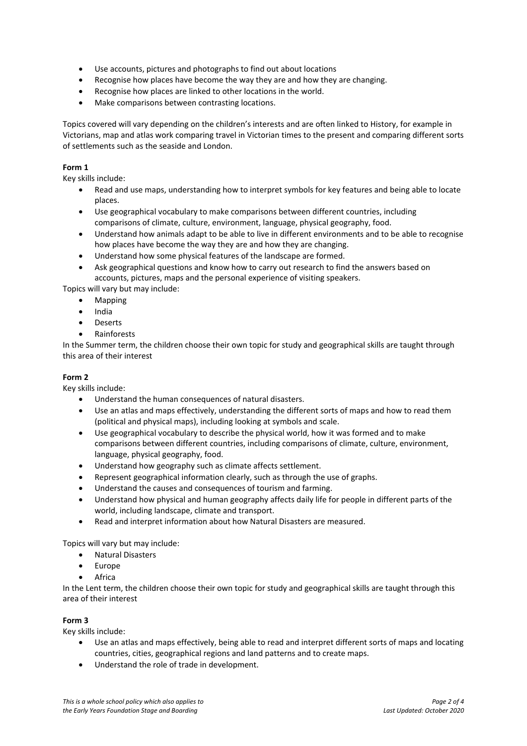- Use accounts, pictures and photographs to find out about locations
- Recognise how places have become the way they are and how they are changing.
- Recognise how places are linked to other locations in the world.
- Make comparisons between contrasting locations.

Topics covered will vary depending on the children's interests and are often linked to History, for example in Victorians, map and atlas work comparing travel in Victorian times to the present and comparing different sorts of settlements such as the seaside and London.

**Form 1**

Key skills include:

- Read and use maps, understanding how to interpret symbols for key features and being able to locate places.
- Use geographical vocabulary to make comparisons between different countries, including comparisons of climate, culture, environment, language, physical geography, food.
- Understand how animals adapt to be able to live in different environments and to be able to recognise how places have become the way they are and how they are changing.
- Understand how some physical features of the landscape are formed.
- Ask geographical questions and know how to carry out research to find the answers based on accounts, pictures, maps and the personal experience of visiting speakers.

Topics will vary but may include:

- Mapping
- India
- Deserts
- Rainforests

In the Summer term, the children choose their own topic for study and geographical skills are taught through this area of their interest

**Form 2**

Key skills include:

- Understand the human consequences of natural disasters.
- Use an atlas and maps effectively, understanding the different sorts of maps and how to read them (political and physical maps), including looking at symbols and scale.
- Use geographical vocabulary to describe the physical world, how it was formed and to make comparisons between different countries, including comparisons of climate, culture, environment, language, physical geography, food.
- Understand how geography such as climate affects settlement.
- Represent geographical information clearly, such as through the use of graphs.
- Understand the causes and consequences of tourism and farming.
- Understand how physical and human geography affects daily life for people in different parts of the world, including landscape, climate and transport.
- Read and interpret information about how Natural Disasters are measured.

Topics will vary but may include:

- Natural Disasters
- Europe
- Africa

In the Lent term, the children choose their own topic for study and geographical skills are taught through this area of their interest

**Form 3**

Key skills include:

- Use an atlas and maps effectively, being able to read and interpret different sorts of maps and locating countries, cities, geographical regions and land patterns and to create maps.
- Understand the role of trade in development.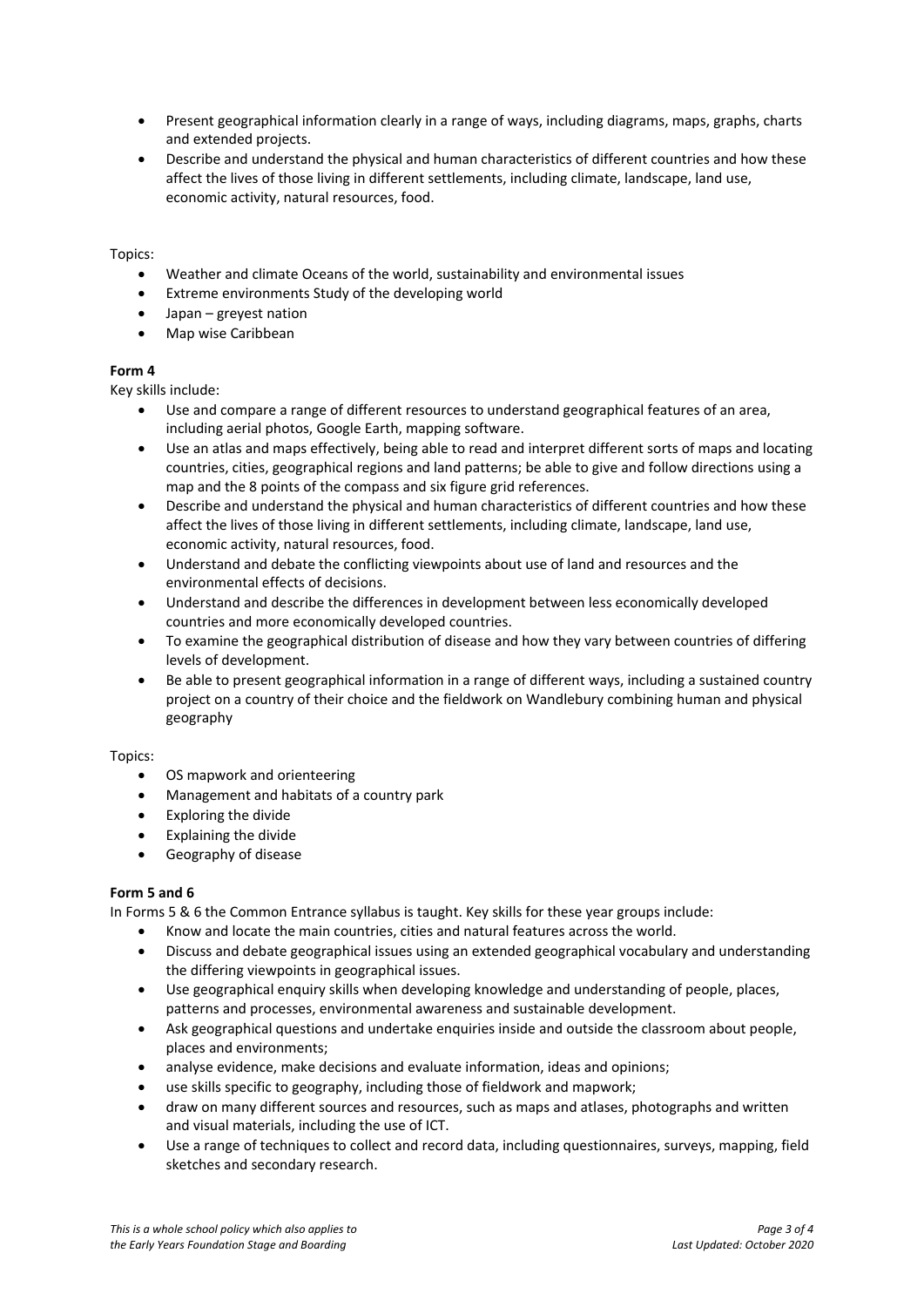- Present geographical information clearly in a range of ways, including diagrams, maps, graphs, charts and extended projects.
- Describe and understand the physical and human characteristics of different countries and how these affect the lives of those living in different settlements, including climate, landscape, land use, economic activity, natural resources, food.

Topics:

- Weather and climate Oceans of the world, sustainability and environmental issues
- Extreme environments Study of the developing world
- Japan – greyest nation
- Map wise Caribbean

**Form 4**

Key skills include:

- Use and compare a range of different resources to understand geographical features of an area, including aerial photos, Google Earth, mapping software.
- Use an atlas and maps effectively, being able to read and interpret different sorts of maps and locating countries, cities, geographical regions and land patterns; be able to give and follow directions using a map and the 8 points of the compass and six figure grid references.
- Describe and understand the physical and human characteristics of different countries and how these affect the lives of those living in different settlements, including climate, landscape, land use, economic activity, natural resources, food.
- Understand and debate the conflicting viewpoints about use of land and resources and the environmental effects of decisions.
- Understand and describe the differences in development between less economically developed countries and more economically developed countries.
- To examine the geographical distribution of disease and how they vary between countries of differing levels of development.
- Be able to present geographical information in a range of different ways, including a sustained country project on a country of their choice and the fieldwork on Wandlebury combining human and physical geography

Topics:

- OS mapwork and orienteering
- Management and habitats of a country park
- Exploring the divide
- Explaining the divide
- Geography of disease

**Form 5 and 6**

In Forms 5 & 6 the Common Entrance syllabus is taught. Key skills for these year groups include:

- Know and locate the main countries, cities and natural features across the world.
- Discuss and debate geographical issues using an extended geographical vocabulary and understanding the differing viewpoints in geographical issues.
- Use geographical enquiry skills when developing knowledge and understanding of people, places, patterns and processes, environmental awareness and sustainable development.
- Ask geographical questions and undertake enquiries inside and outside the classroom about people, places and environments;
- analyse evidence, make decisions and evaluate information, ideas and opinions;
- use skills specific to geography, including those of fieldwork and mapwork;
- draw on many different sources and resources, such as maps and atlases, photographs and written and visual materials, including the use of ICT.
- Use a range of techniques to collect and record data, including questionnaires, surveys, mapping, field sketches and secondary research.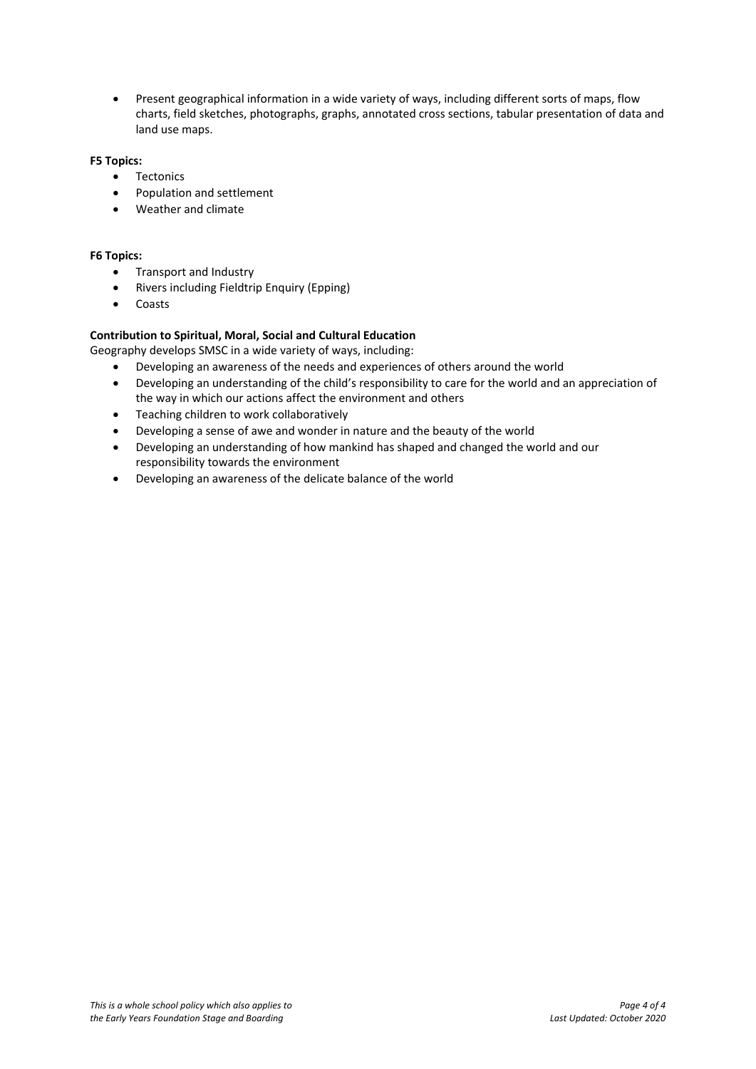- Present geographical information in a wide variety of ways, including different sorts of maps, flow charts, field sketches, photographs, graphs, annotated cross sections, tabular presentation of data and land use maps.

**F5 Topics:**

- Tectonics
- Population and settlement
- Weather and climate

**F6 Topics:**

- Transport and Industry
- Rivers including Fieldtrip Enquiry (Epping)
- Coasts

**Contribution to Spiritual, Moral, Social and Cultural Education**

Geography develops SMSC in a wide variety of ways, including:

- Developing an awareness of the needs and experiences of others around the world
- Developing an understanding of the child's responsibility to care for the world and an appreciation of the way in which our actions affect the environment and others
- Teaching children to work collaboratively
- Developing a sense of awe and wonder in nature and the beauty of the world
- Developing an understanding of how mankind has shaped and changed the world and our responsibility towards the environment
- Developing an awareness of the delicate balance of the world